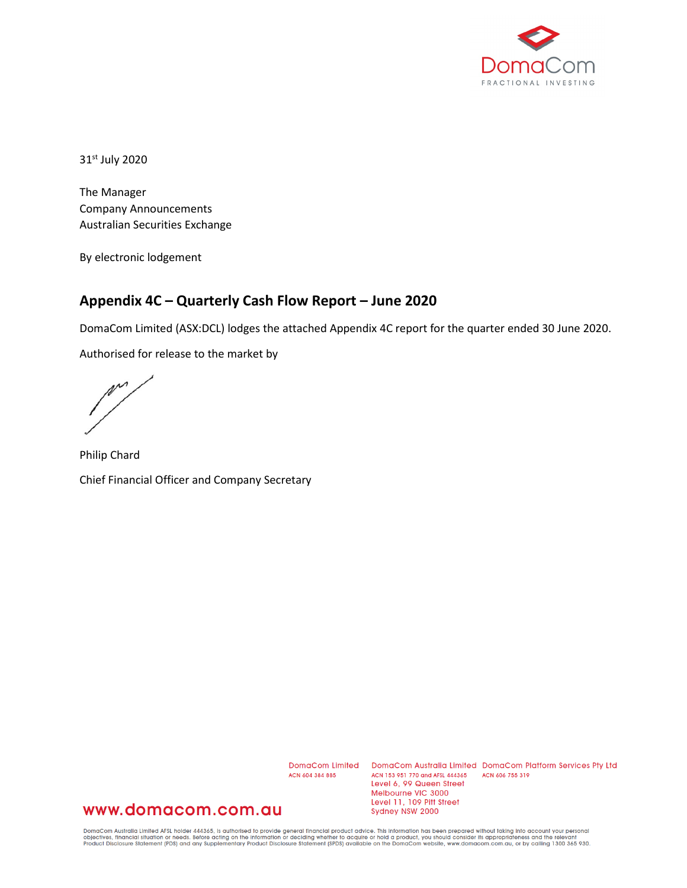DomaCom
FRACTIONAL INVESTING

31st July 2020

The Manager
Company Announcements
Australian Securities Exchange

By electronic lodgement

## Appendix 4C – Quarterly Cash Flow Report – June 2020

DomaCom Limited (ASX:DCL) lodges the attached Appendix 4C report for the quarter ended 30 June 2020.

Authorised for release to the market by

Philip Chard

Chief Financial Officer and Company Secretary

DomaCom Limited
ACN 604 384 885

DomaCom Australia Limited
ACN 153 951 770 and AFSL 444365
Level 6, 99 Queen Street
Melbourne VIC 3000
Level 11, 109 Pitt Street
Sydney NSW 2000

DomaCom Platform Services Pty Ltd
ACN 606 755 319

www.domacom.com.au

DomaCom Australia Limited AFSL holder 444365, is authorised to provide general financial product advice. This information has been prepared without taking into account your personal objectives, financial situation or needs. Before acting on the information or deciding whether to acquire or hold a product, you should consider its appropriateness and the relevant Product Disclosure Statement (PDS) and any Supplementary Product Disclosure Statement (SPDS) available on the DomaCom website, www.domacom.com.au, or by calling 1300 365 930.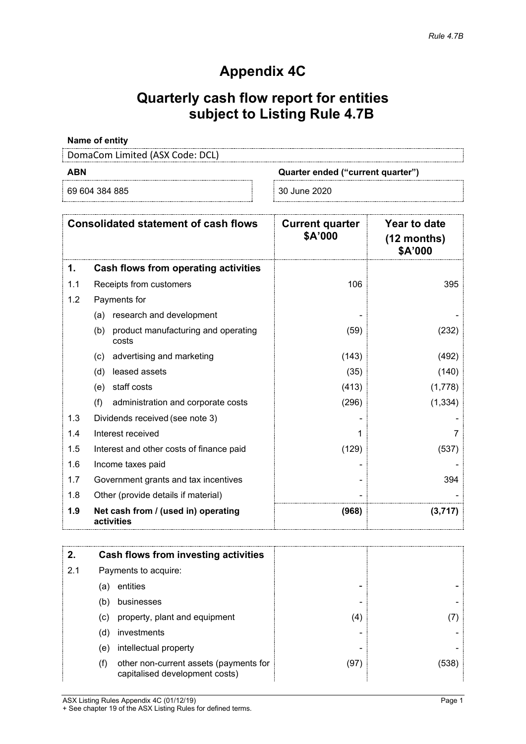*Rule 4.7B*

# Appendix 4C

## Quarterly cash flow report for entities subject to Listing Rule 4.7B

**Name of entity**

| DomaCom Limited (ASX Code: DCL) | |
|---|---|
| **ABN** | **Quarter ended ("current quarter")** |
| 69 604 384 885 | 30 June 2020 |

| | **Consolidated statement of cash flows** | **Current quarter $A'000** | **Year to date (12 months) $A'000** |
|---|---|---|---|
| **1.** | **Cash flows from operating activities** | | |
| 1.1 | Receipts from customers | 106 | 395 |
| 1.2 | Payments for | | |
| | (a) research and development | - | - |
| | (b) product manufacturing and operating costs | (59) | (232) |
| | (c) advertising and marketing | (143) | (492) |
| | (d) leased assets | (35) | (140) |
| | (e) staff costs | (413) | (1,778) |
| | (f) administration and corporate costs | (296) | (1,334) |
| 1.3 | Dividends received (see note 3) | - | - |
| 1.4 | Interest received | 1 | 7 |
| 1.5 | Interest and other costs of finance paid | (129) | (537) |
| 1.6 | Income taxes paid | - | - |
| 1.7 | Government grants and tax incentives | - | 394 |
| 1.8 | Other (provide details if material) | - | - |
| **1.9** | **Net cash from / (used in) operating activities** | **(968)** | **(3,717)** |

| | | | |
|---|---|---|---|
| **2.** | **Cash flows from investing activities** | | |
| 2.1 | Payments to acquire: | | |
| | (a) entities | - | - |
| | (b) businesses | - | - |
| | (c) property, plant and equipment | (4) | (7) |
| | (d) investments | - | - |
| | (e) intellectual property | - | - |
| | (f) other non-current assets (payments for capitalised development costs) | (97) | (538) |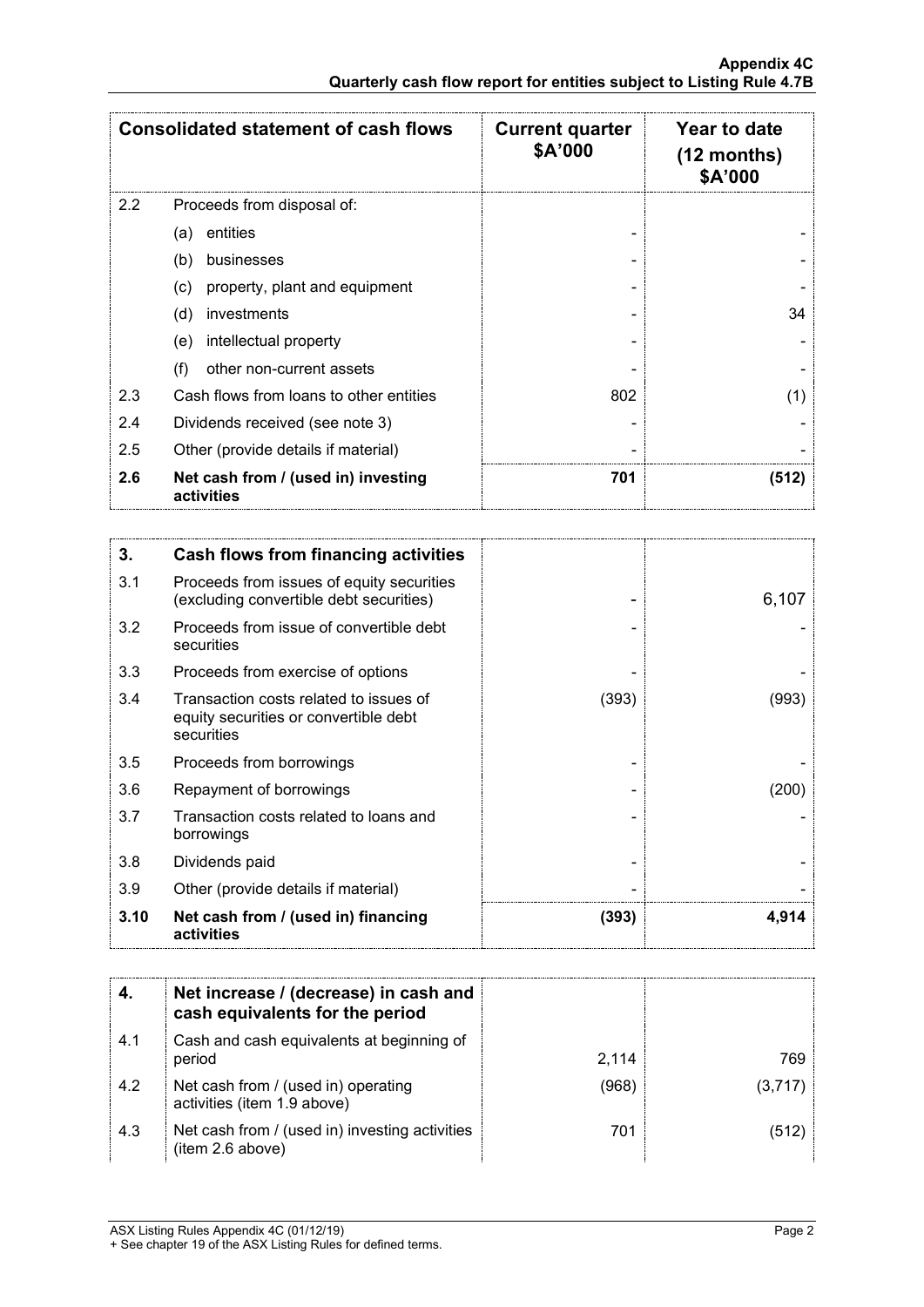| Consolidated statement of cash flows | | Current quarter $A'000 | Year to date (12 months) $A'000 |
|---|---|---|---|
| 2.2 | Proceeds from disposal of: | | |
| | (a) entities | - | - |
| | (b) businesses | - | - |
| | (c) property, plant and equipment | - | - |
| | (d) investments | - | 34 |
| | (e) intellectual property | - | - |
| | (f) other non-current assets | - | - |
| 2.3 | Cash flows from loans to other entities | 802 | (1) |
| 2.4 | Dividends received (see note 3) | - | - |
| 2.5 | Other (provide details if material) | - | - |
| **2.6** | **Net cash from / (used in) investing activities** | **701** | **(512)** |

| **3.** | **Cash flows from financing activities** | | |
|---|---|---|---|
| 3.1 | Proceeds from issues of equity securities (excluding convertible debt securities) | - | 6,107 |
| 3.2 | Proceeds from issue of convertible debt securities | - | - |
| 3.3 | Proceeds from exercise of options | - | - |
| 3.4 | Transaction costs related to issues of equity securities or convertible debt securities | (393) | (993) |
| 3.5 | Proceeds from borrowings | - | - |
| 3.6 | Repayment of borrowings | - | (200) |
| 3.7 | Transaction costs related to loans and borrowings | - | - |
| 3.8 | Dividends paid | - | - |
| 3.9 | Other (provide details if material) | - | - |
| **3.10** | **Net cash from / (used in) financing activities** | **(393)** | **4,914** |

| **4.** | **Net increase / (decrease) in cash and cash equivalents for the period** | | |
|---|---|---|---|
| 4.1 | Cash and cash equivalents at beginning of period | 2,114 | 769 |
| 4.2 | Net cash from / (used in) operating activities (item 1.9 above) | (968) | (3,717) |
| 4.3 | Net cash from / (used in) investing activities (item 2.6 above) | 701 | (512) |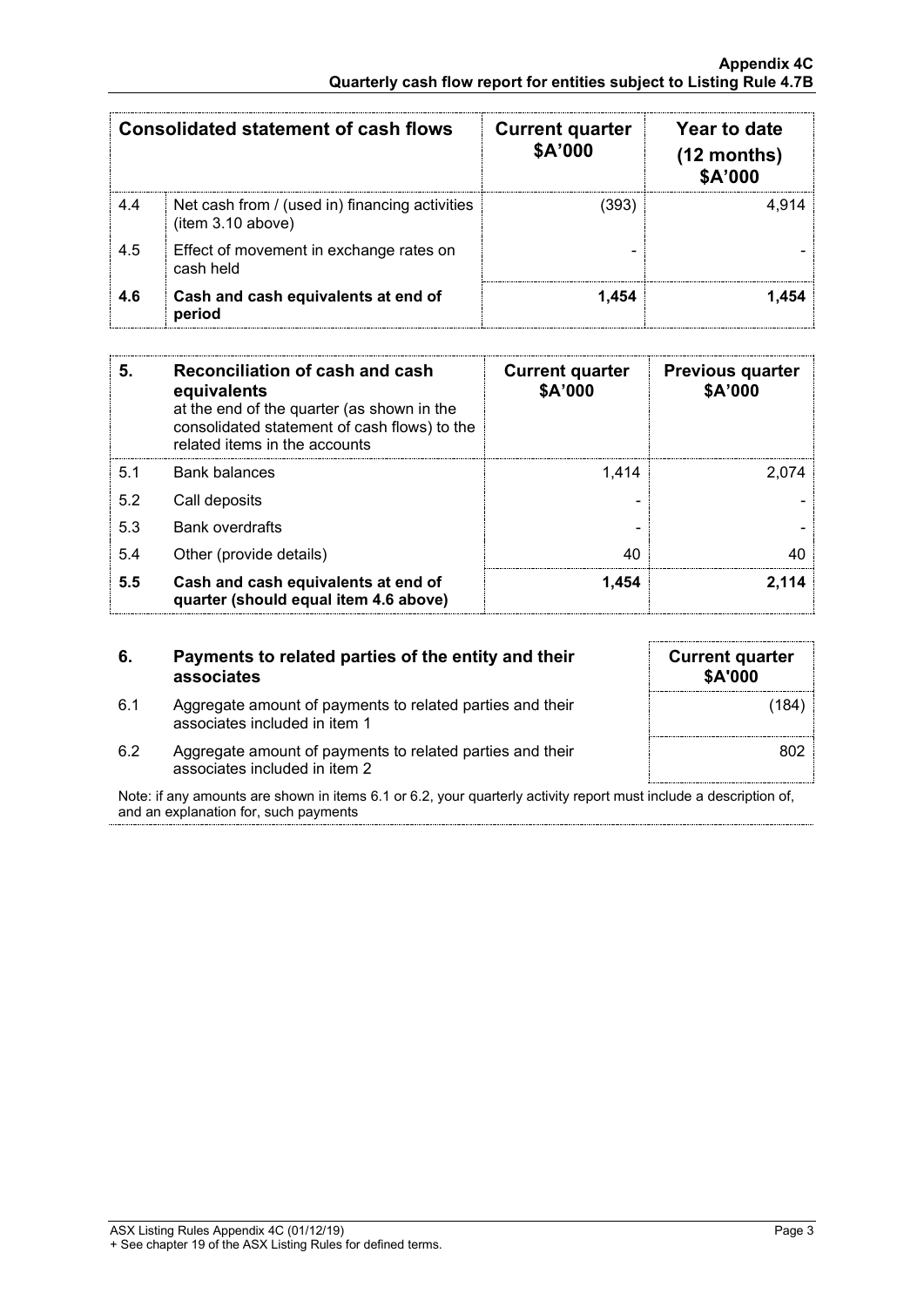| Consolidated statement of cash flows | | Current quarter $A'000 | Year to date (12 months) $A'000 |
|---|---|---|---|
| 4.4 | Net cash from / (used in) financing activities (item 3.10 above) | (393) | 4,914 |
| 4.5 | Effect of movement in exchange rates on cash held | - | - |
| **4.6** | **Cash and cash equivalents at end of period** | **1,454** | **1,454** |

| **5.** | **Reconciliation of cash and cash equivalents** at the end of the quarter (as shown in the consolidated statement of cash flows) to the related items in the accounts | **Current quarter $A'000** | **Previous quarter $A'000** |
|---|---|---|---|
| 5.1 | Bank balances | 1,414 | 2,074 |
| 5.2 | Call deposits | - | - |
| 5.3 | Bank overdrafts | - | - |
| 5.4 | Other (provide details) | 40 | 40 |
| **5.5** | **Cash and cash equivalents at end of quarter (should equal item 4.6 above)** | **1,454** | **2,114** |

| **6.** | **Payments to related parties of the entity and their associates** | **Current quarter $A'000** |
|---|---|---|
| 6.1 | Aggregate amount of payments to related parties and their associates included in item 1 | (184) |
| 6.2 | Aggregate amount of payments to related parties and their associates included in item 2 | 802 |

Note: if any amounts are shown in items 6.1 or 6.2, your quarterly activity report must include a description of, and an explanation for, such payments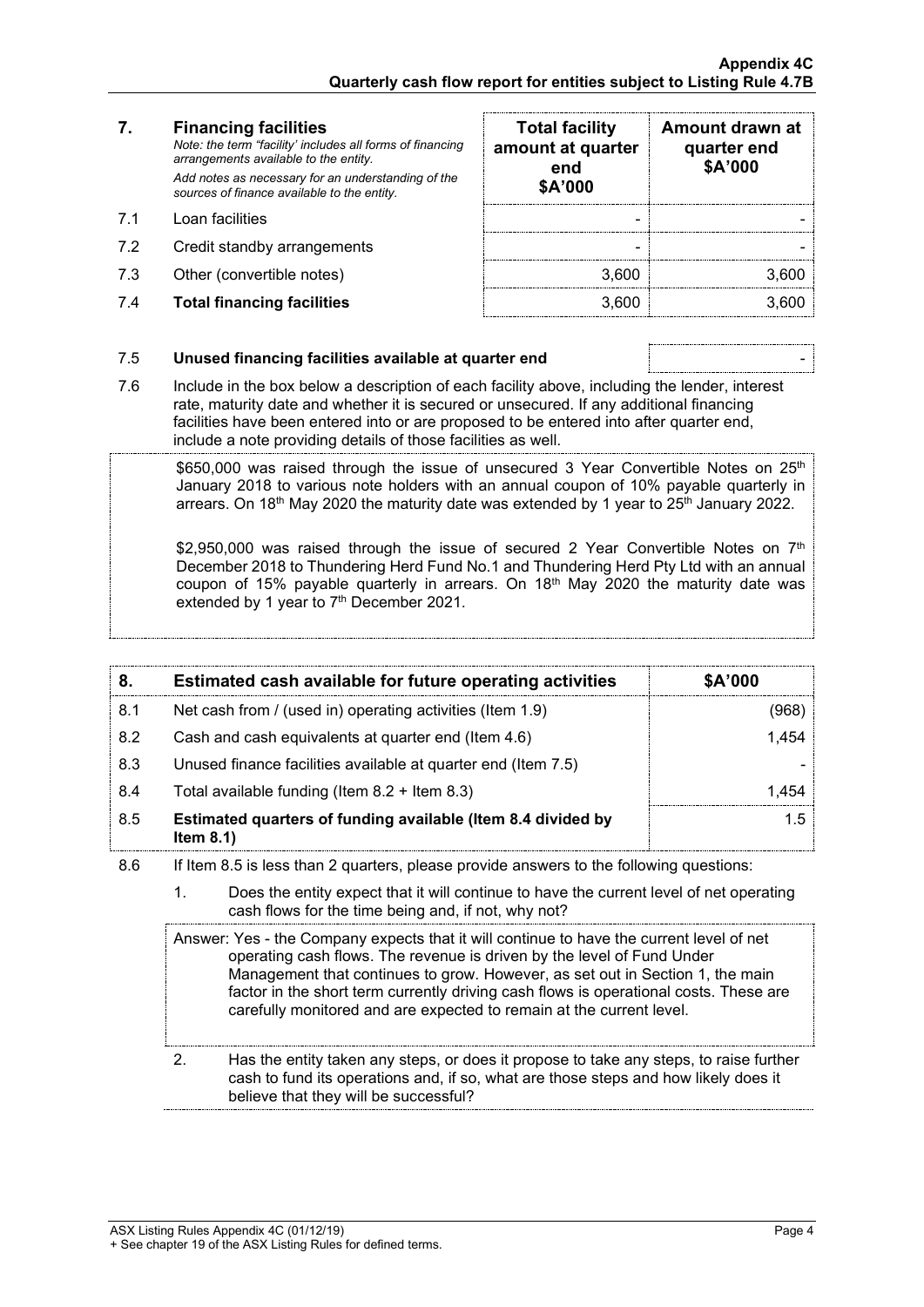| 7. | **Financing facilities** *Note: the term "facility' includes all forms of financing arrangements available to the entity.* *Add notes as necessary for an understanding of the sources of finance available to the entity.* | **Total facility amount at quarter end \$A'000** | **Amount drawn at quarter end \$A'000** |
|---|---|---|---|
| 7.1 | Loan facilities | - | - |
| 7.2 | Credit standby arrangements | - | - |
| 7.3 | Other (convertible notes) | 3,600 | 3,600 |
| 7.4 | **Total financing facilities** | 3,600 | 3,600 |

| | | |
|---|---|---|
| 7.5 | **Unused financing facilities available at quarter end** | - |

7.6 Include in the box below a description of each facility above, including the lender, interest rate, maturity date and whether it is secured or unsecured. If any additional financing facilities have been entered into or are proposed to be entered into after quarter end, include a note providing details of those facilities as well.

$650,000 was raised through the issue of unsecured 3 Year Convertible Notes on 25th January 2018 to various note holders with an annual coupon of 10% payable quarterly in arrears. On 18th May 2020 the maturity date was extended by 1 year to 25th January 2022.

$2,950,000 was raised through the issue of secured 2 Year Convertible Notes on 7th December 2018 to Thundering Herd Fund No.1 and Thundering Herd Pty Ltd with an annual coupon of 15% payable quarterly in arrears. On 18th May 2020 the maturity date was extended by 1 year to 7th December 2021.

| 8. | **Estimated cash available for future operating activities** | **\$A'000** |
|---|---|---|
| 8.1 | Net cash from / (used in) operating activities (Item 1.9) | (968) |
| 8.2 | Cash and cash equivalents at quarter end (Item 4.6) | 1,454 |
| 8.3 | Unused finance facilities available at quarter end (Item 7.5) | - |
| 8.4 | Total available funding (Item 8.2 + Item 8.3) | 1,454 |
| 8.5 | **Estimated quarters of funding available (Item 8.4 divided by Item 8.1)** | 1.5 |

8.6 If Item 8.5 is less than 2 quarters, please provide answers to the following questions:

1. Does the entity expect that it will continue to have the current level of net operating cash flows for the time being and, if not, why not?

Answer: Yes - the Company expects that it will continue to have the current level of net operating cash flows. The revenue is driven by the level of Fund Under Management that continues to grow. However, as set out in Section 1, the main factor in the short term currently driving cash flows is operational costs. These are carefully monitored and are expected to remain at the current level.

2. Has the entity taken any steps, or does it propose to take any steps, to raise further cash to fund its operations and, if so, what are those steps and how likely does it believe that they will be successful?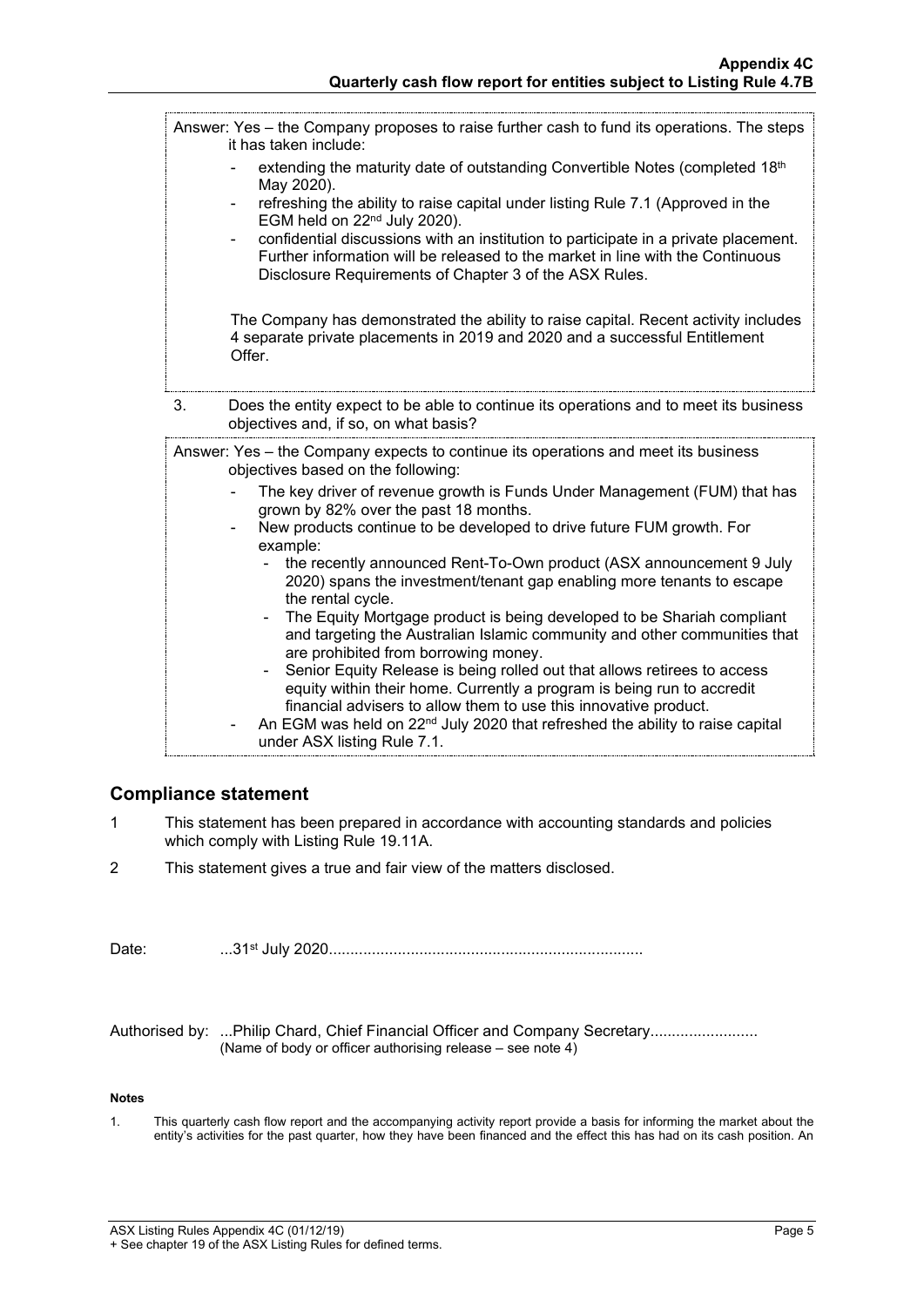Answer: Yes – the Company proposes to raise further cash to fund its operations. The steps it has taken include:

- extending the maturity date of outstanding Convertible Notes (completed 18th May 2020).
- refreshing the ability to raise capital under listing Rule 7.1 (Approved in the EGM held on 22nd July 2020).
- confidential discussions with an institution to participate in a private placement. Further information will be released to the market in line with the Continuous Disclosure Requirements of Chapter 3 of the ASX Rules.

The Company has demonstrated the ability to raise capital. Recent activity includes 4 separate private placements in 2019 and 2020 and a successful Entitlement Offer.

3. Does the entity expect to be able to continue its operations and to meet its business objectives and, if so, on what basis?

Answer: Yes – the Company expects to continue its operations and meet its business objectives based on the following:

- The key driver of revenue growth is Funds Under Management (FUM) that has grown by 82% over the past 18 months.
- New products continue to be developed to drive future FUM growth. For example:
  - the recently announced Rent-To-Own product (ASX announcement 9 July 2020) spans the investment/tenant gap enabling more tenants to escape the rental cycle.
  - The Equity Mortgage product is being developed to be Shariah compliant and targeting the Australian Islamic community and other communities that are prohibited from borrowing money.
  - Senior Equity Release is being rolled out that allows retirees to access equity within their home. Currently a program is being run to accredit financial advisers to allow them to use this innovative product.
- An EGM was held on 22nd July 2020 that refreshed the ability to raise capital under ASX listing Rule 7.1.

## Compliance statement

1 This statement has been prepared in accordance with accounting standards and policies which comply with Listing Rule 19.11A.

2 This statement gives a true and fair view of the matters disclosed.

Date: ...31st July 2020........................................................................

Authorised by: ...Philip Chard, Chief Financial Officer and Company Secretary.........................
(Name of body or officer authorising release – see note 4)

**Notes**

1. This quarterly cash flow report and the accompanying activity report provide a basis for informing the market about the entity's activities for the past quarter, how they have been financed and the effect this has had on its cash position. An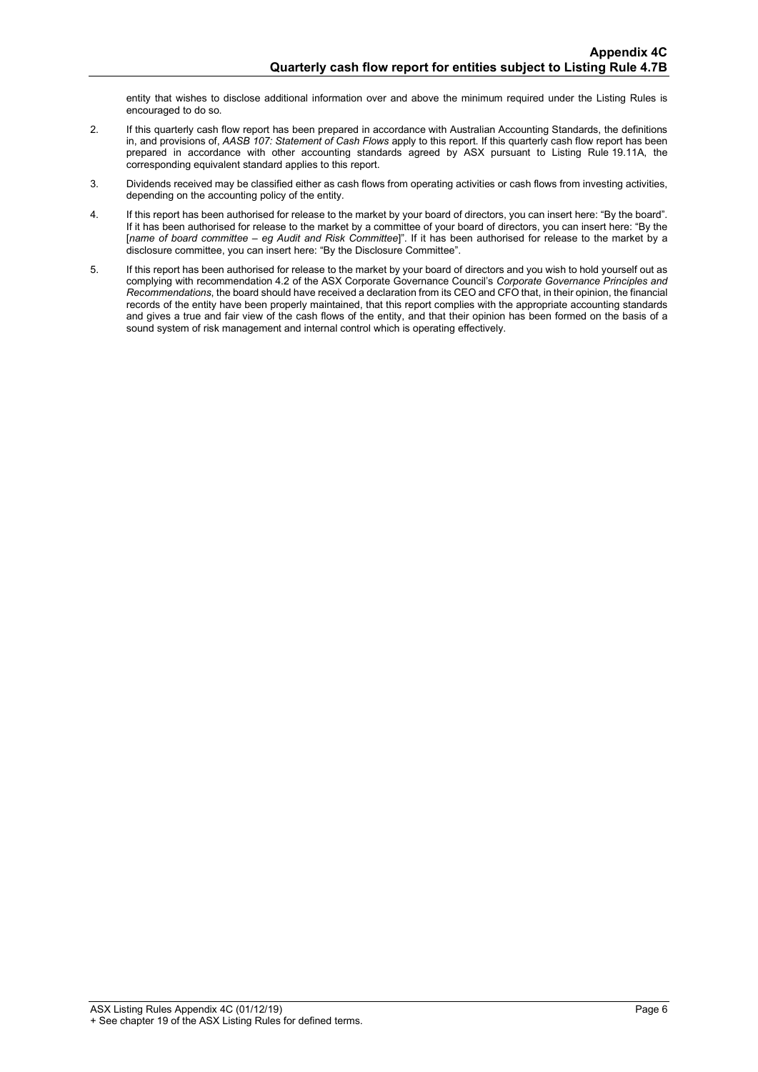entity that wishes to disclose additional information over and above the minimum required under the Listing Rules is encouraged to do so.

2. If this quarterly cash flow report has been prepared in accordance with Australian Accounting Standards, the definitions in, and provisions of, *AASB 107: Statement of Cash Flows* apply to this report. If this quarterly cash flow report has been prepared in accordance with other accounting standards agreed by ASX pursuant to Listing Rule 19.11A, the corresponding equivalent standard applies to this report.

3. Dividends received may be classified either as cash flows from operating activities or cash flows from investing activities, depending on the accounting policy of the entity.

4. If this report has been authorised for release to the market by your board of directors, you can insert here: "By the board". If it has been authorised for release to the market by a committee of your board of directors, you can insert here: "By the [*name of board committee – eg Audit and Risk Committee*]". If it has been authorised for release to the market by a disclosure committee, you can insert here: "By the Disclosure Committee".

5. If this report has been authorised for release to the market by your board of directors and you wish to hold yourself out as complying with recommendation 4.2 of the ASX Corporate Governance Council's *Corporate Governance Principles and Recommendations*, the board should have received a declaration from its CEO and CFO that, in their opinion, the financial records of the entity have been properly maintained, that this report complies with the appropriate accounting standards and gives a true and fair view of the cash flows of the entity, and that their opinion has been formed on the basis of a sound system of risk management and internal control which is operating effectively.